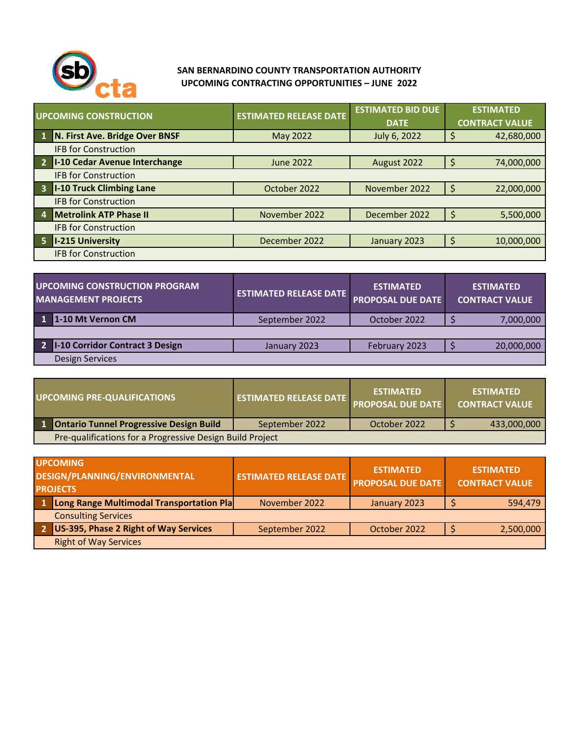# SAN BERNARDINO COUNTY TRANSPORTATION AUTHORITY
## UPCOMING CONTRACTING OPPORTUNITIES – JUNE 2022

| | UPCOMING CONSTRUCTION | ESTIMATED RELEASE DATE | ESTIMATED BID DUE DATE | ESTIMATED CONTRACT VALUE |
|---|---|---|---|---|
| 1 | **N. First Ave. Bridge Over BNSF** | May 2022 | July 6, 2022 | $ 42,680,000 |
| | IFB for Construction | | | |
| 2 | **I-10 Cedar Avenue Interchange** | June 2022 | August 2022 | $ 74,000,000 |
| | IFB for Construction | | | |
| 3 | **I-10 Truck Climbing Lane** | October 2022 | November 2022 | $ 22,000,000 |
| | IFB for Construction | | | |
| 4 | **Metrolink ATP Phase II** | November 2022 | December 2022 | $ 5,500,000 |
| | IFB for Construction | | | |
| 5 | **I-215 University** | December 2022 | January 2023 | $ 10,000,000 |
| | IFB for Construction | | | |

| | UPCOMING CONSTRUCTION PROGRAM MANAGEMENT PROJECTS | ESTIMATED RELEASE DATE | ESTIMATED PROPOSAL DUE DATE | ESTIMATED CONTRACT VALUE |
|---|---|---|---|---|
| 1 | **1-10 Mt Vernon CM** | September 2022 | October 2022 | $ 7,000,000 |
| | | | | |
| 2 | **I-10 Corridor Contract 3 Design** | January 2023 | February 2023 | $ 20,000,000 |
| | Design Services | | | |

| | UPCOMING PRE-QUALIFICATIONS | ESTIMATED RELEASE DATE | ESTIMATED PROPOSAL DUE DATE | ESTIMATED CONTRACT VALUE |
|---|---|---|---|---|
| 1 | **Ontario Tunnel Progressive Design Build** | September 2022 | October 2022 | $ 433,000,000 |
| | Pre-qualifications for a Progressive Design Build Project | | | |

| | UPCOMING DESIGN/PLANNING/ENVIRONMENTAL PROJECTS | ESTIMATED RELEASE DATE | ESTIMATED PROPOSAL DUE DATE | ESTIMATED CONTRACT VALUE |
|---|---|---|---|---|
| 1 | **Long Range Multimodal Transportation Pla** | November 2022 | January 2023 | $ 594,479 |
| | Consulting Services | | | |
| 2 | **US-395, Phase 2 Right of Way Services** | September 2022 | October 2022 | $ 2,500,000 |
| | Right of Way Services | | | |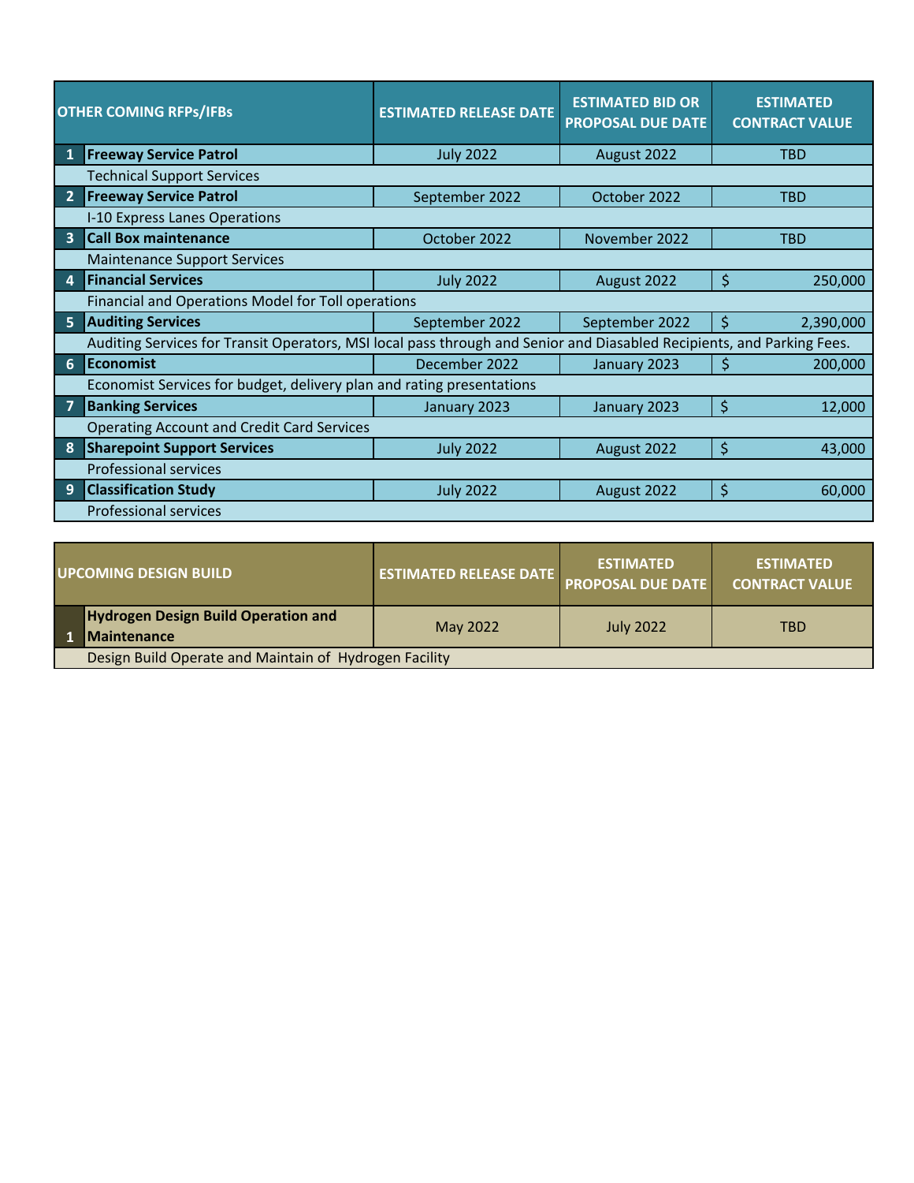| | OTHER COMING RFPs/IFBs | ESTIMATED RELEASE DATE | ESTIMATED BID OR PROPOSAL DUE DATE | ESTIMATED CONTRACT VALUE |
|---|---|---|---|---|
| 1 | **Freeway Service Patrol** | July 2022 | August 2022 | TBD |
| | Technical Support Services | | | |
| 2 | **Freeway Service Patrol** | September 2022 | October 2022 | TBD |
| | I-10 Express Lanes Operations | | | |
| 3 | **Call Box maintenance** | October 2022 | November 2022 | TBD |
| | Maintenance Support Services | | | |
| 4 | **Financial Services** | July 2022 | August 2022 | $ 250,000 |
| | Financial and Operations Model for Toll operations | | | |
| 5 | **Auditing Services** | September 2022 | September 2022 | $ 2,390,000 |
| | Auditing Services for Transit Operators, MSI local pass through and Senior and Diasabled Recipients, and Parking Fees. | | | |
| 6 | **Economist** | December 2022 | January 2023 | $ 200,000 |
| | Economist Services for budget, delivery plan and rating presentations | | | |
| 7 | **Banking Services** | January 2023 | January 2023 | $ 12,000 |
| | Operating Account and Credit Card Services | | | |
| 8 | **Sharepoint Support Services** | July 2022 | August 2022 | $ 43,000 |
| | Professional services | | | |
| 9 | **Classification Study** | July 2022 | August 2022 | $ 60,000 |
| | Professional services | | | |

| | UPCOMING DESIGN BUILD | ESTIMATED RELEASE DATE | ESTIMATED PROPOSAL DUE DATE | ESTIMATED CONTRACT VALUE |
|---|---|---|---|---|
| 1 | **Hydrogen Design Build Operation and Maintenance** | May 2022 | July 2022 | TBD |
| | Design Build Operate and Maintain of Hydrogen Facility | | | |